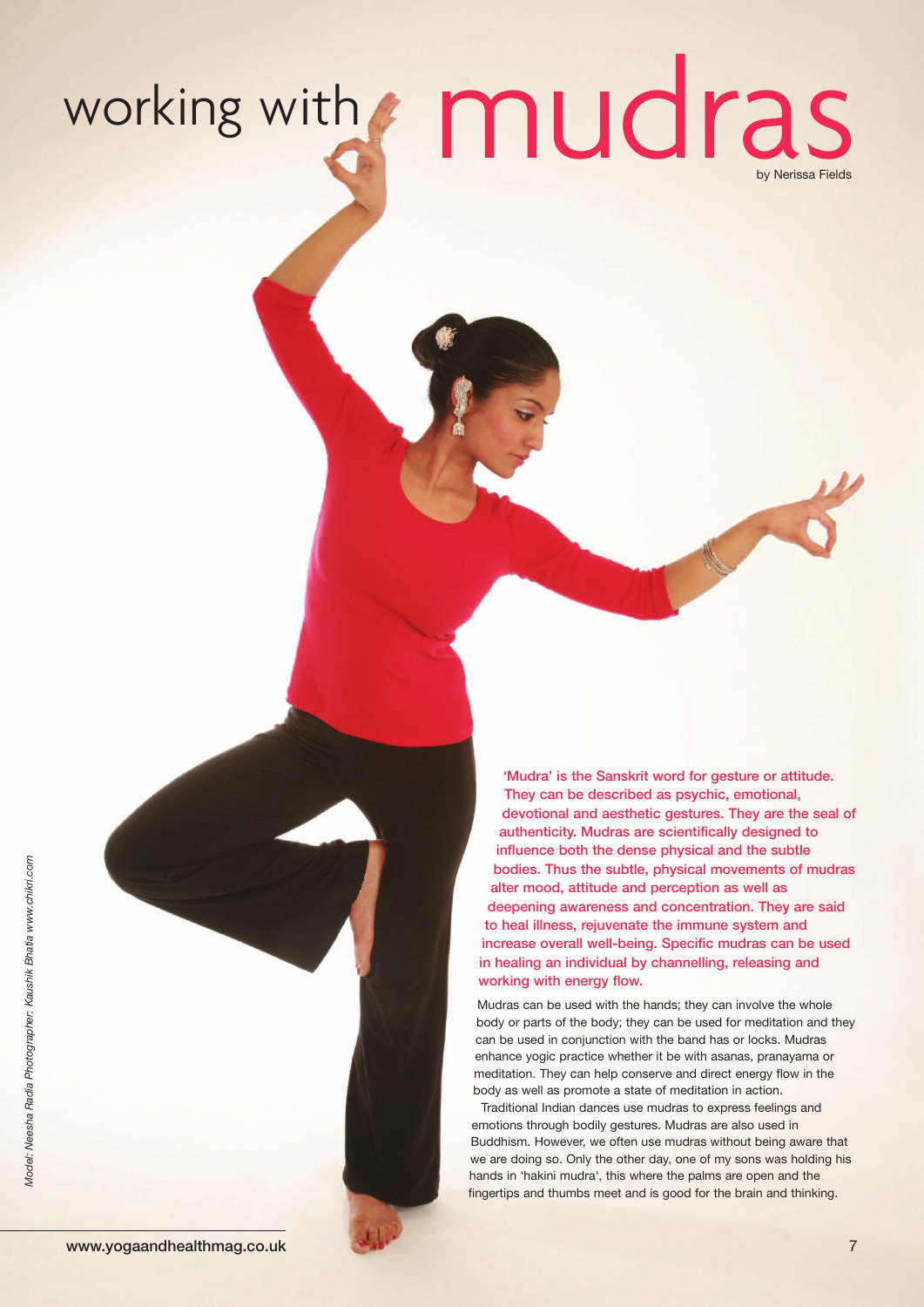# working with mudras

by Nerissa Fields

*Model: Neesha Radia Photographer: Kaushik Bhatia www.chikri.com*

**'Mudra' is the Sanskrit word for gesture or attitude. They can be described as psychic, emotional, devotional and aesthetic gestures. They are the seal of authenticity. Mudras are scientifically designed to influence both the dense physical and the subtle bodies. Thus the subtle, physical movements of mudras alter mood, attitude and perception as well as deepening awareness and concentration. They are said to heal illness, rejuvenate the immune system and increase overall well-being. Specific mudras can be used in healing an individual by channelling, releasing and working with energy flow.**

Mudras can be used with the hands; they can involve the whole body or parts of the body; they can be used for meditation and they can be used in conjunction with the band has or locks. Mudras enhance yogic practice whether it be with asanas, pranayama or meditation. They can help conserve and direct energy flow in the body as well as promote a state of meditation in action.

Traditional Indian dances use mudras to express feelings and emotions through bodily gestures. Mudras are also used in Buddhism. However, we often use mudras without being aware that we are doing so. Only the other day, one of my sons was holding his hands in 'hakini mudra', this where the palms are open and the fingertips and thumbs meet and is good for the brain and thinking.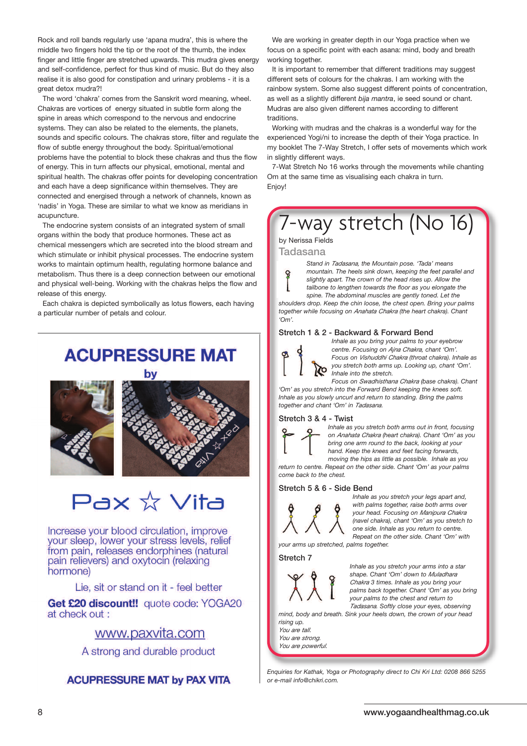Rock and roll bands regularly use 'apana mudra', this is where the middle two fingers hold the tip or the root of the thumb, the index finger and little finger are stretched upwards. This mudra gives energy and self-confidence, perfect for thus kind of music. But do they also realise it is also good for constipation and urinary problems - it is a great detox mudra?!

The word 'chakra' comes from the Sanskrit word meaning, wheel. Chakras are vortices of energy situated in subtle form along the spine in areas which correspond to the nervous and endocrine systems. They can also be related to the elements, the planets, sounds and specific colours. The chakras store, filter and regulate the flow of subtle energy throughout the body. Spiritual/emotional problems have the potential to block these chakras and thus the flow of energy. This in turn affects our physical, emotional, mental and spiritual health. The chakras offer points for developing concentration and each have a deep significance within themselves. They are connected and energised through a network of channels, known as 'nadis' in Yoga. These are similar to what we know as meridians in acupuncture.

The endocrine system consists of an integrated system of small organs within the body that produce hormones. These act as chemical messengers which are secreted into the blood stream and which stimulate or inhibit physical processes. The endocrine system works to maintain optimum health, regulating hormone balance and metabolism. Thus there is a deep connection between our emotional and physical well-being. Working with the chakras helps the flow and release of this energy.

Each chakra is depicted symbolically as lotus flowers, each having a particular number of petals and colour.

We are working in greater depth in our Yoga practice when we focus on a specific point with each asana: mind, body and breath working together.

It is important to remember that different traditions may suggest different sets of colours for the chakras. I am working with the rainbow system. Some also suggest different points of concentration, as well as a slightly different *bija mantra*, ie seed sound or chant. Mudras are also given different names according to different traditions.

Working with mudras and the chakras is a wonderful way for the experienced Yogi/ni to increase the depth of their Yoga practice. In my booklet The 7-Way Stretch, I offer sets of movements which work in slightly different ways.

7-Wat Stretch No 16 works through the movements while chanting Om at the same time as visualising each chakra in turn.

Enjoy!

# 7-way stretch (No 16)

by Nerissa Fields

## Tadasana

*Stand in Tadasana, the Mountain pose. 'Tada' means mountain. The heels sink down, keeping the feet parallel and slightly apart. The crown of the head rises up. Allow the tailbone to lengthen towards the floor as you elongate the spine. The abdominal muscles are gently toned. Let the shoulders drop. Keep the chin loose, the chest open. Bring your palms together while focusing on Anahata Chakra (the heart chakra). Chant 'Om'.*

### Stretch 1 & 2 - Backward & Forward Bend

*Inhale as you bring your palms to your eyebrow centre. Focusing on Ajna Chakra, chant 'Om'. Focus on Vishuddhi Chakra (throat chakra). Inhale as you stretch both arms up. Looking up, chant 'Om'. Inhale into the stretch. Focus on Swadhisthana Chakra (base chakra). Chant 'Om' as you stretch into the Forward Bend keeping the knees soft. Inhale as you slowly uncurl and return to standing. Bring the palms together and chant 'Om' in Tadasana.*

### Stretch 3 & 4 - Twist

*Inhale as you stretch both arms out in front, focusing on Anahata Chakra (heart chakra). Chant 'Om' as you bring one arm round to the back, looking at your hand. Keep the knees and feet facing forwards, moving the hips as little as possible. Inhale as you return to centre. Repeat on the other side. Chant 'Om' as your palms come back to the chest.*

### Stretch 5 & 6 - Side Bend

*Inhale as you stretch your legs apart and, with palms together, raise both arms over your head. Focusing on Manipura Chakra (navel chakra), chant 'Om' as you stretch to one side. Inhale as you return to centre. Repeat on the other side. Chant 'Om' with your arms up stretched, palms together.*

### Stretch 7

*Inhale as you stretch your arms into a star shape. Chant 'Om' down to Muladhara Chakra 3 times. Inhale as you bring your palms back together. Chant 'Om' as you bring your palms to the chest and return to Tadasana. Softly close your eyes, observing mind, body and breath. Sink your heels down, the crown of your head rising up.*

*You are tall.*

*You are strong.*

*You are powerful.*

*Enquiries for Kathak, Yoga or Photography direct to Chi Kri Ltd: 0208 866 5255 or e-mail info@chikri.com.*

# ACUPRESSURE MAT by

## Pax ☆ Vita

Increase your blood circulation, improve your sleep, lower your stress levels, relief from pain, releases endorphines (natural pain relievers) and oxytocin (relaxing hormone)

Lie, sit or stand on it - feel better

**Get £20 discount!!** quote code: YOGA20 at check out :

www.paxvita.com

A strong and durable product

**ACUPRESSURE MAT by PAX VITA**